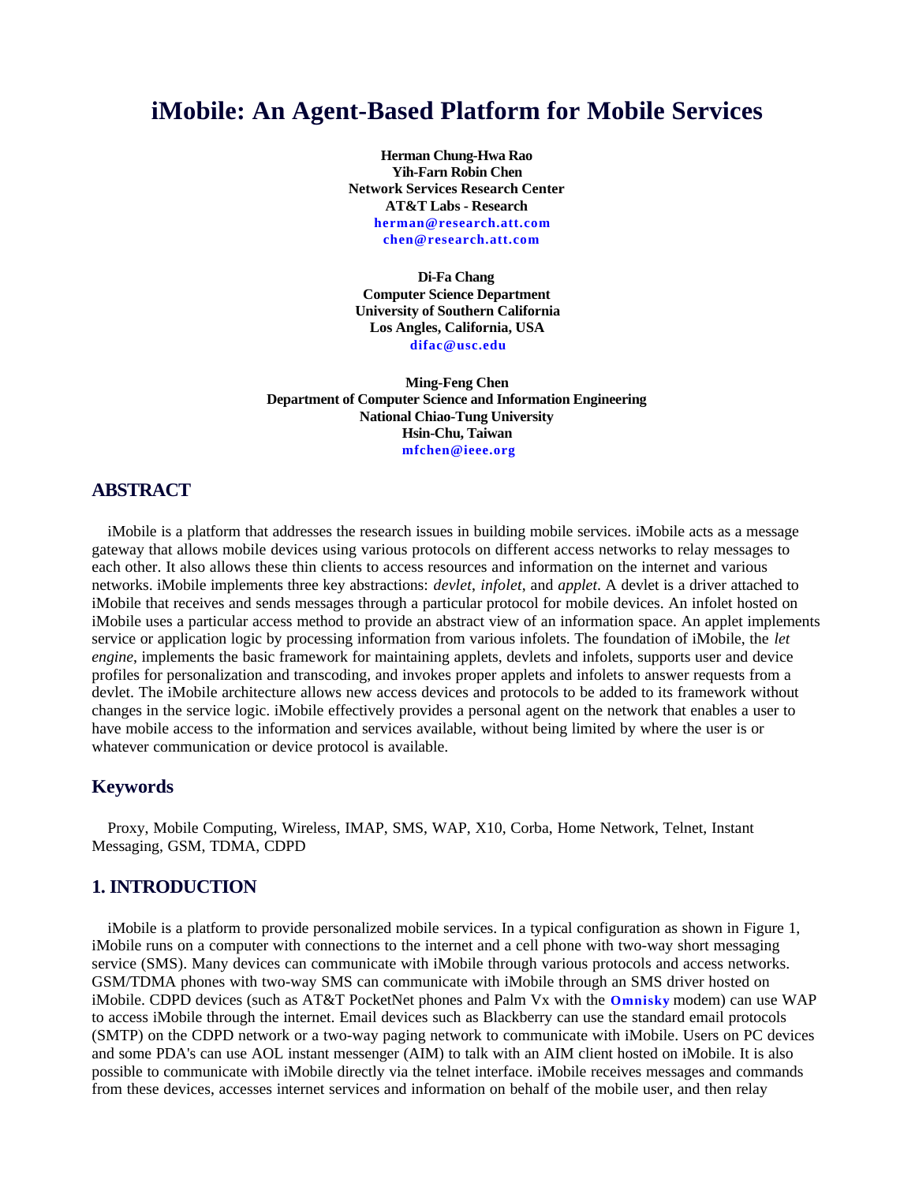# iMobile: An Agent-Based Platform for Mobile Services

**Herman Chung-Hwa Rao**
**Yih-Farn Robin Chen**
**Network Services Research Center**
**AT&T Labs - Research**
**herman@research.att.com**
**chen@research.att.com**

**Di-Fa Chang**
**Computer Science Department**
**University of Southern California**
**Los Angles, California, USA**
**difac@usc.edu**

**Ming-Feng Chen**
**Department of Computer Science and Information Engineering**
**National Chiao-Tung University**
**Hsin-Chu, Taiwan**
**mfchen@ieee.org**

## ABSTRACT

iMobile is a platform that addresses the research issues in building mobile services. iMobile acts as a message gateway that allows mobile devices using various protocols on different access networks to relay messages to each other. It also allows these thin clients to access resources and information on the internet and various networks. iMobile implements three key abstractions: *devlet*, *infolet*, and *applet*. A devlet is a driver attached to iMobile that receives and sends messages through a particular protocol for mobile devices. An infolet hosted on iMobile uses a particular access method to provide an abstract view of an information space. An applet implements service or application logic by processing information from various infolets. The foundation of iMobile, the *let engine*, implements the basic framework for maintaining applets, devlets and infolets, supports user and device profiles for personalization and transcoding, and invokes proper applets and infolets to answer requests from a devlet. The iMobile architecture allows new access devices and protocols to be added to its framework without changes in the service logic. iMobile effectively provides a personal agent on the network that enables a user to have mobile access to the information and services available, without being limited by where the user is or whatever communication or device protocol is available.

## Keywords

Proxy, Mobile Computing, Wireless, IMAP, SMS, WAP, X10, Corba, Home Network, Telnet, Instant Messaging, GSM, TDMA, CDPD

## 1. INTRODUCTION

iMobile is a platform to provide personalized mobile services. In a typical configuration as shown in Figure 1, iMobile runs on a computer with connections to the internet and a cell phone with two-way short messaging service (SMS). Many devices can communicate with iMobile through various protocols and access networks. GSM/TDMA phones with two-way SMS can communicate with iMobile through an SMS driver hosted on iMobile. CDPD devices (such as AT&T PocketNet phones and Palm Vx with the **Omnisky** modem) can use WAP to access iMobile through the internet. Email devices such as Blackberry can use the standard email protocols (SMTP) on the CDPD network or a two-way paging network to communicate with iMobile. Users on PC devices and some PDA's can use AOL instant messenger (AIM) to talk with an AIM client hosted on iMobile. It is also possible to communicate with iMobile directly via the telnet interface. iMobile receives messages and commands from these devices, accesses internet services and information on behalf of the mobile user, and then relay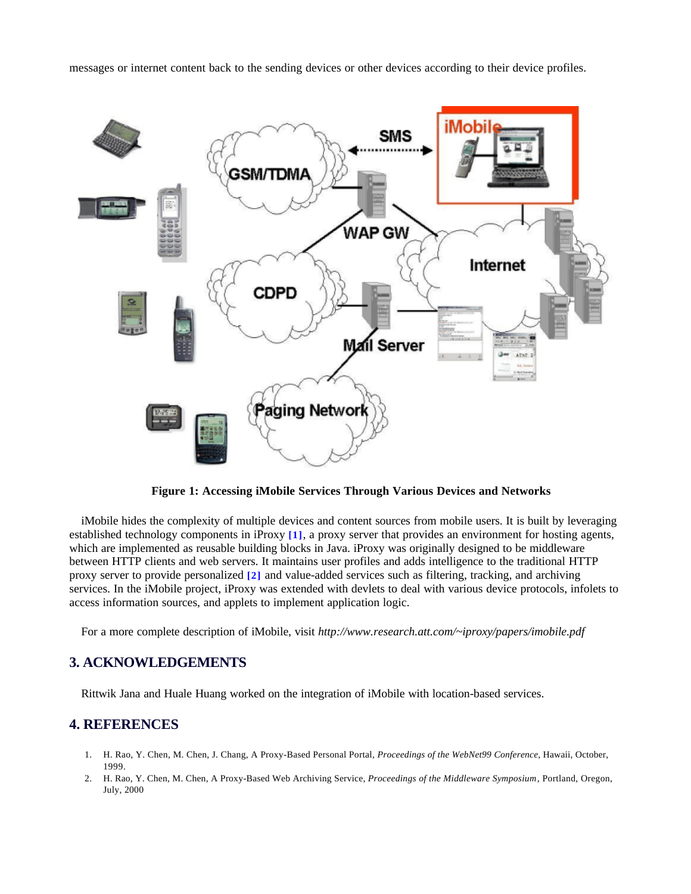messages or internet content back to the sending devices or other devices according to their device profiles.

SMS

iMobile

GSM/TDMA

WAP GW

Internet

CDPD

Mail Server

Paging Network

**Figure 1: Accessing iMobile Services Through Various Devices and Networks**

iMobile hides the complexity of multiple devices and content sources from mobile users. It is built by leveraging established technology components in iProxy [1], a proxy server that provides an environment for hosting agents, which are implemented as reusable building blocks in Java. iProxy was originally designed to be middleware between HTTP clients and web servers. It maintains user profiles and adds intelligence to the traditional HTTP proxy server to provide personalized [2] and value-added services such as filtering, tracking, and archiving services. In the iMobile project, iProxy was extended with devlets to deal with various device protocols, infolets to access information sources, and applets to implement application logic.

For a more complete description of iMobile, visit *http://www.research.att.com/~iproxy/papers/imobile.pdf*

## 3. ACKNOWLEDGEMENTS

Rittwik Jana and Huale Huang worked on the integration of iMobile with location-based services.

## 4. REFERENCES

1. H. Rao, Y. Chen, M. Chen, J. Chang, A Proxy-Based Personal Portal, *Proceedings of the WebNet99 Conference*, Hawaii, October, 1999.
2. H. Rao, Y. Chen, M. Chen, A Proxy-Based Web Archiving Service, *Proceedings of the Middleware Symposium*, Portland, Oregon, July, 2000